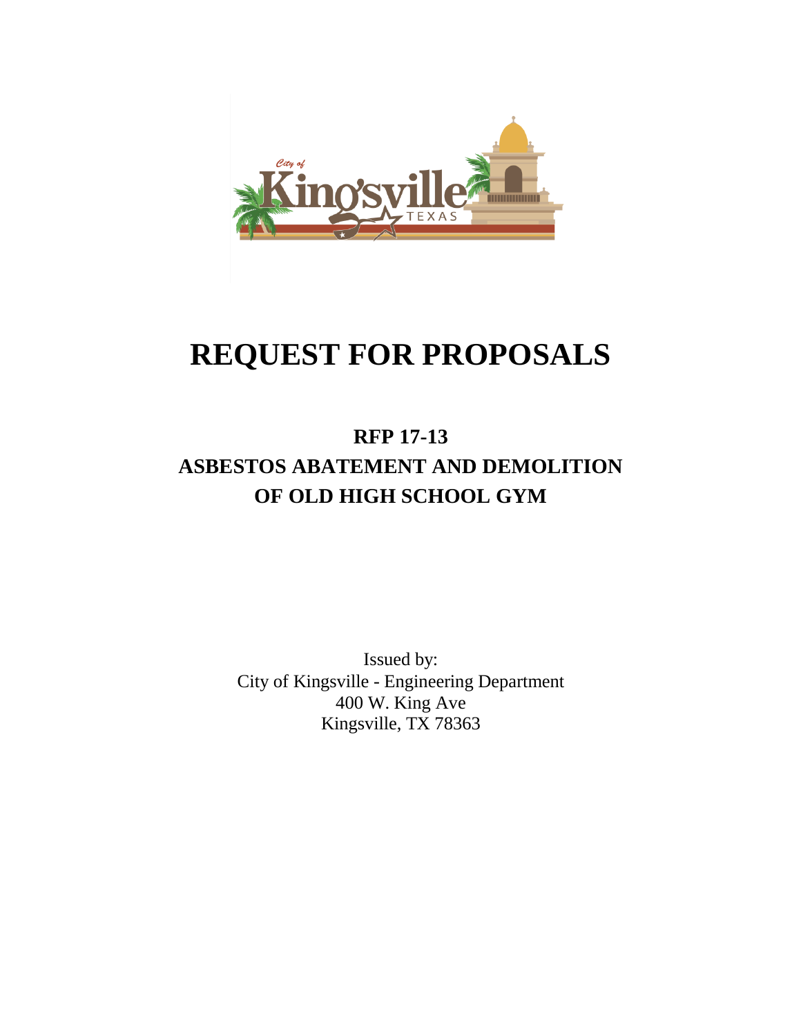# REQUEST FOR PROPOSALS

## RFP 17-13

## ASBESTOS ABATEMENT AND DEMOLITION OF OLD HIGH SCHOOL GYM

Issued by:
City of Kingsville - Engineering Department
400 W. King Ave
Kingsville, TX 78363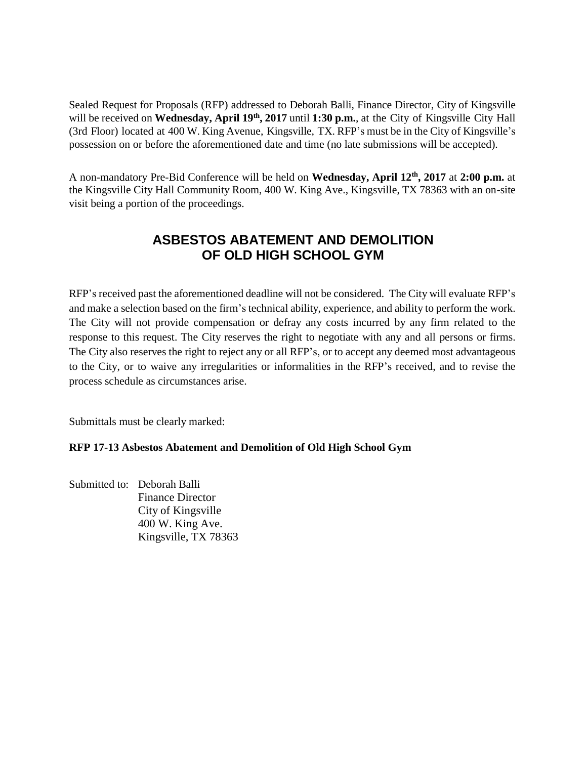Sealed Request for Proposals (RFP) addressed to Deborah Balli, Finance Director, City of Kingsville will be received on **Wednesday, April 19th, 2017** until **1:30 p.m.**, at the City of Kingsville City Hall (3rd Floor) located at 400 W. King Avenue, Kingsville, TX. RFP's must be in the City of Kingsville's possession on or before the aforementioned date and time (no late submissions will be accepted).

A non-mandatory Pre-Bid Conference will be held on **Wednesday, April 12th, 2017** at **2:00 p.m.** at the Kingsville City Hall Community Room, 400 W. King Ave., Kingsville, TX 78363 with an on-site visit being a portion of the proceedings.

# ASBESTOS ABATEMENT AND DEMOLITION OF OLD HIGH SCHOOL GYM

RFP's received past the aforementioned deadline will not be considered. The City will evaluate RFP's and make a selection based on the firm's technical ability, experience, and ability to perform the work. The City will not provide compensation or defray any costs incurred by any firm related to the response to this request. The City reserves the right to negotiate with any and all persons or firms. The City also reserves the right to reject any or all RFP's, or to accept any deemed most advantageous to the City, or to waive any irregularities or informalities in the RFP's received, and to revise the process schedule as circumstances arise.

Submittals must be clearly marked:

**RFP 17-13 Asbestos Abatement and Demolition of Old High School Gym**

Submitted to: Deborah Balli
Finance Director
City of Kingsville
400 W. King Ave.
Kingsville, TX 78363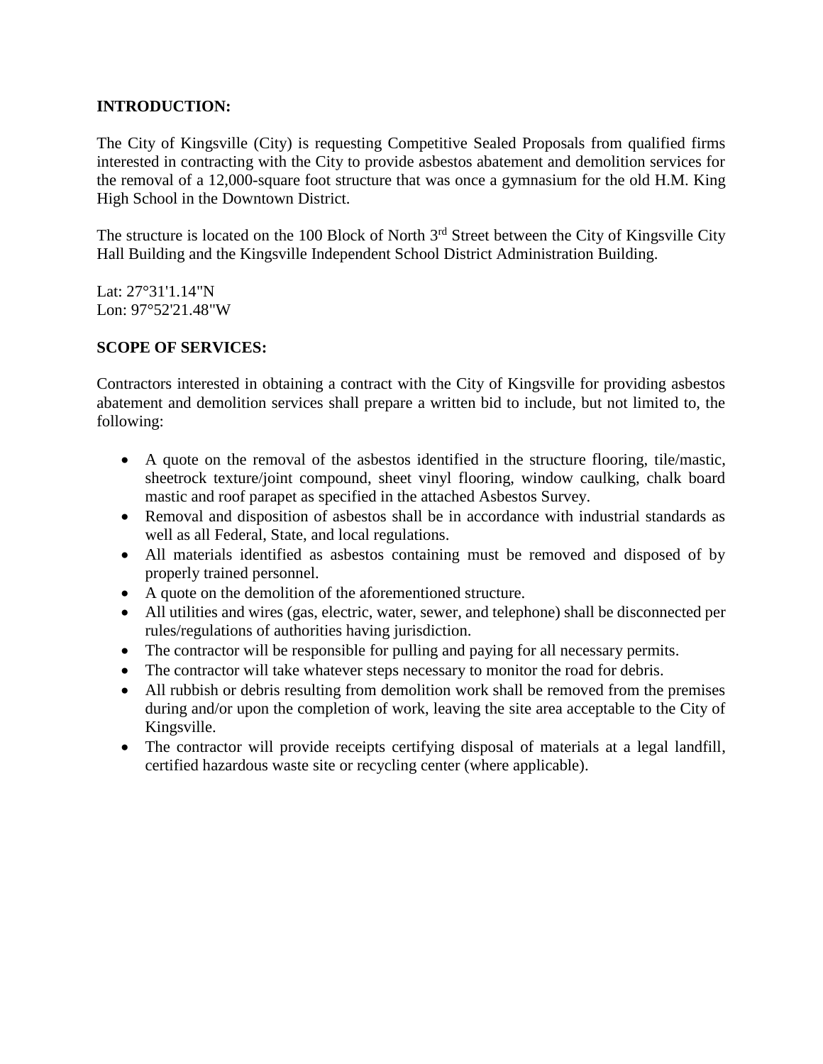**INTRODUCTION:**

The City of Kingsville (City) is requesting Competitive Sealed Proposals from qualified firms interested in contracting with the City to provide asbestos abatement and demolition services for the removal of a 12,000-square foot structure that was once a gymnasium for the old H.M. King High School in the Downtown District.

The structure is located on the 100 Block of North 3rd Street between the City of Kingsville City Hall Building and the Kingsville Independent School District Administration Building.

Lat: 27°31'1.14"N
Lon: 97°52'21.48"W

**SCOPE OF SERVICES:**

Contractors interested in obtaining a contract with the City of Kingsville for providing asbestos abatement and demolition services shall prepare a written bid to include, but not limited to, the following:

- A quote on the removal of the asbestos identified in the structure flooring, tile/mastic, sheetrock texture/joint compound, sheet vinyl flooring, window caulking, chalk board mastic and roof parapet as specified in the attached Asbestos Survey.
- Removal and disposition of asbestos shall be in accordance with industrial standards as well as all Federal, State, and local regulations.
- All materials identified as asbestos containing must be removed and disposed of by properly trained personnel.
- A quote on the demolition of the aforementioned structure.
- All utilities and wires (gas, electric, water, sewer, and telephone) shall be disconnected per rules/regulations of authorities having jurisdiction.
- The contractor will be responsible for pulling and paying for all necessary permits.
- The contractor will take whatever steps necessary to monitor the road for debris.
- All rubbish or debris resulting from demolition work shall be removed from the premises during and/or upon the completion of work, leaving the site area acceptable to the City of Kingsville.
- The contractor will provide receipts certifying disposal of materials at a legal landfill, certified hazardous waste site or recycling center (where applicable).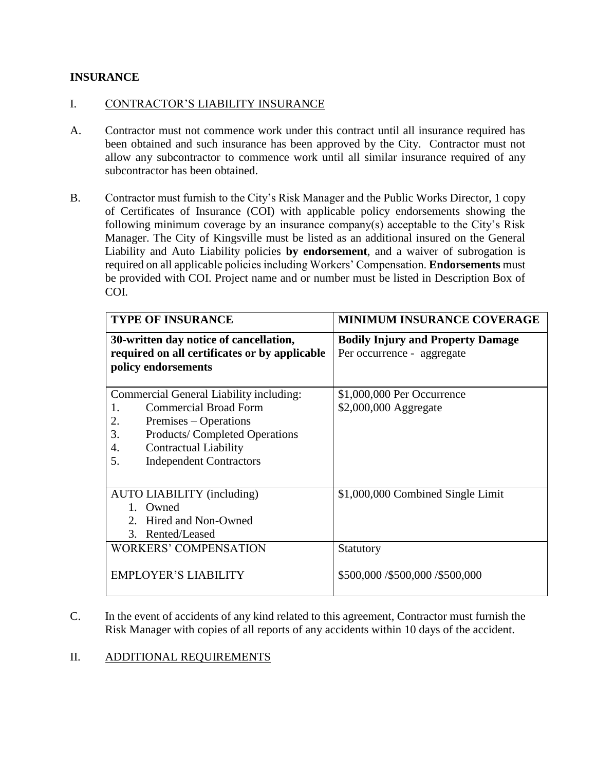**INSURANCE**

I. CONTRACTOR'S LIABILITY INSURANCE

A. Contractor must not commence work under this contract until all insurance required has been obtained and such insurance has been approved by the City. Contractor must not allow any subcontractor to commence work until all similar insurance required of any subcontractor has been obtained.

B. Contractor must furnish to the City's Risk Manager and the Public Works Director, 1 copy of Certificates of Insurance (COI) with applicable policy endorsements showing the following minimum coverage by an insurance company(s) acceptable to the City's Risk Manager. The City of Kingsville must be listed as an additional insured on the General Liability and Auto Liability policies **by endorsement**, and a waiver of subrogation is required on all applicable policies including Workers' Compensation. **Endorsements** must be provided with COI. Project name and or number must be listed in Description Box of COI.

| TYPE OF INSURANCE | MINIMUM INSURANCE COVERAGE |
|---|---|
| **30-written day notice of cancellation, required on all certificates or by applicable policy endorsements** | **Bodily Injury and Property Damage**<br>Per occurrence - aggregate |
| Commercial General Liability including:<br>1. Commercial Broad Form<br>2. Premises – Operations<br>3. Products/ Completed Operations<br>4. Contractual Liability<br>5. Independent Contractors | \$1,000,000 Per Occurrence<br>\$2,000,000 Aggregate |
| AUTO LIABILITY (including)<br>1. Owned<br>2. Hired and Non-Owned<br>3. Rented/Leased | \$1,000,000 Combined Single Limit |
| WORKERS' COMPENSATION<br><br>EMPLOYER'S LIABILITY | Statutory<br><br>\$500,000 /\$500,000 /\$500,000 |

C. In the event of accidents of any kind related to this agreement, Contractor must furnish the Risk Manager with copies of all reports of any accidents within 10 days of the accident.

II. ADDITIONAL REQUIREMENTS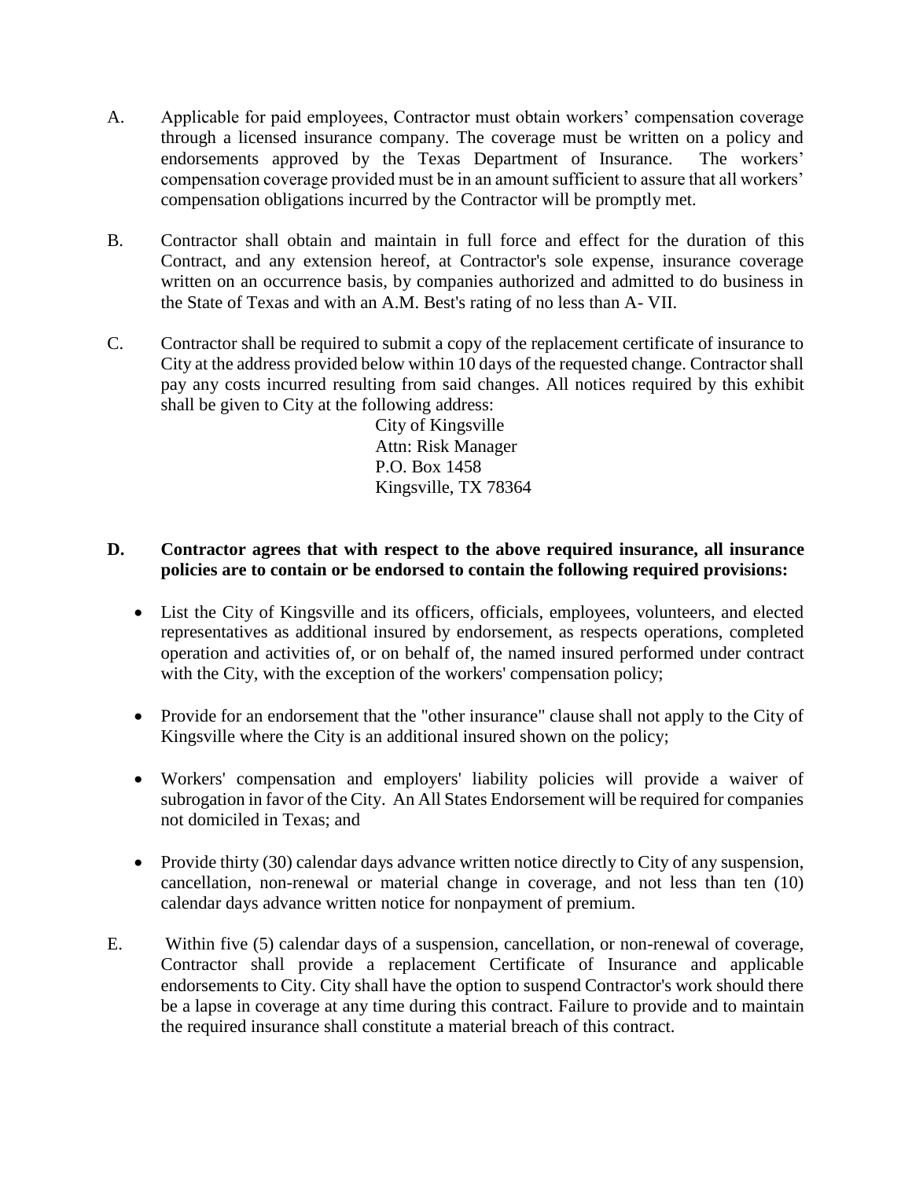A. Applicable for paid employees, Contractor must obtain workers' compensation coverage through a licensed insurance company. The coverage must be written on a policy and endorsements approved by the Texas Department of Insurance. The workers' compensation coverage provided must be in an amount sufficient to assure that all workers' compensation obligations incurred by the Contractor will be promptly met.

B. Contractor shall obtain and maintain in full force and effect for the duration of this Contract, and any extension hereof, at Contractor's sole expense, insurance coverage written on an occurrence basis, by companies authorized and admitted to do business in the State of Texas and with an A.M. Best's rating of no less than A- VII.

C. Contractor shall be required to submit a copy of the replacement certificate of insurance to City at the address provided below within 10 days of the requested change. Contractor shall pay any costs incurred resulting from said changes. All notices required by this exhibit shall be given to City at the following address:

City of Kingsville
Attn: Risk Manager
P.O. Box 1458
Kingsville, TX 78364

**D. Contractor agrees that with respect to the above required insurance, all insurance policies are to contain or be endorsed to contain the following required provisions:**

- List the City of Kingsville and its officers, officials, employees, volunteers, and elected representatives as additional insured by endorsement, as respects operations, completed operation and activities of, or on behalf of, the named insured performed under contract with the City, with the exception of the workers' compensation policy;
- Provide for an endorsement that the "other insurance" clause shall not apply to the City of Kingsville where the City is an additional insured shown on the policy;
- Workers' compensation and employers' liability policies will provide a waiver of subrogation in favor of the City. An All States Endorsement will be required for companies not domiciled in Texas; and
- Provide thirty (30) calendar days advance written notice directly to City of any suspension, cancellation, non-renewal or material change in coverage, and not less than ten (10) calendar days advance written notice for nonpayment of premium.

E. Within five (5) calendar days of a suspension, cancellation, or non-renewal of coverage, Contractor shall provide a replacement Certificate of Insurance and applicable endorsements to City. City shall have the option to suspend Contractor's work should there be a lapse in coverage at any time during this contract. Failure to provide and to maintain the required insurance shall constitute a material breach of this contract.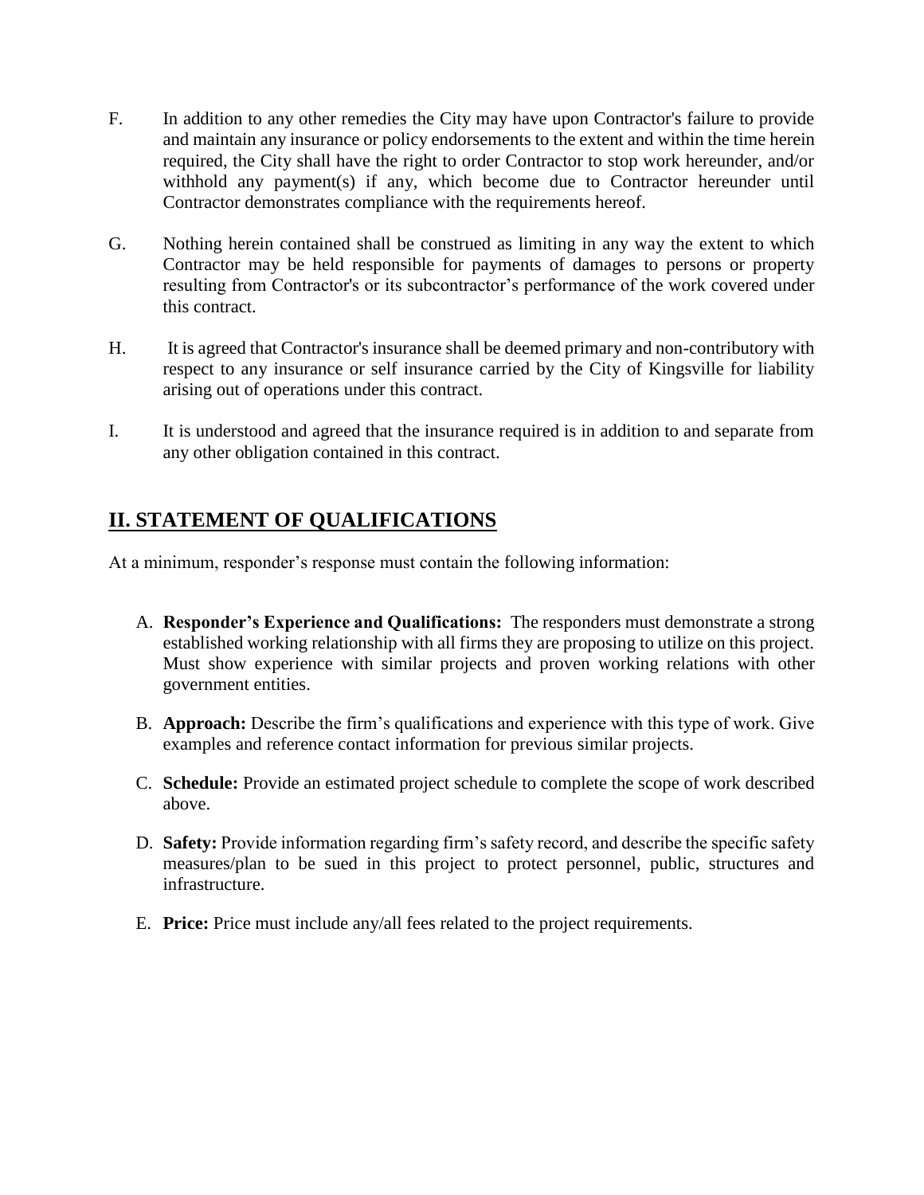F. In addition to any other remedies the City may have upon Contractor's failure to provide and maintain any insurance or policy endorsements to the extent and within the time herein required, the City shall have the right to order Contractor to stop work hereunder, and/or withhold any payment(s) if any, which become due to Contractor hereunder until Contractor demonstrates compliance with the requirements hereof.

G. Nothing herein contained shall be construed as limiting in any way the extent to which Contractor may be held responsible for payments of damages to persons or property resulting from Contractor's or its subcontractor's performance of the work covered under this contract.

H. It is agreed that Contractor's insurance shall be deemed primary and non-contributory with respect to any insurance or self insurance carried by the City of Kingsville for liability arising out of operations under this contract.

I. It is understood and agreed that the insurance required is in addition to and separate from any other obligation contained in this contract.

## II. STATEMENT OF QUALIFICATIONS

At a minimum, responder's response must contain the following information:

A. **Responder's Experience and Qualifications:** The responders must demonstrate a strong established working relationship with all firms they are proposing to utilize on this project. Must show experience with similar projects and proven working relations with other government entities.

B. **Approach:** Describe the firm's qualifications and experience with this type of work. Give examples and reference contact information for previous similar projects.

C. **Schedule:** Provide an estimated project schedule to complete the scope of work described above.

D. **Safety:** Provide information regarding firm's safety record, and describe the specific safety measures/plan to be sued in this project to protect personnel, public, structures and infrastructure.

E. **Price:** Price must include any/all fees related to the project requirements.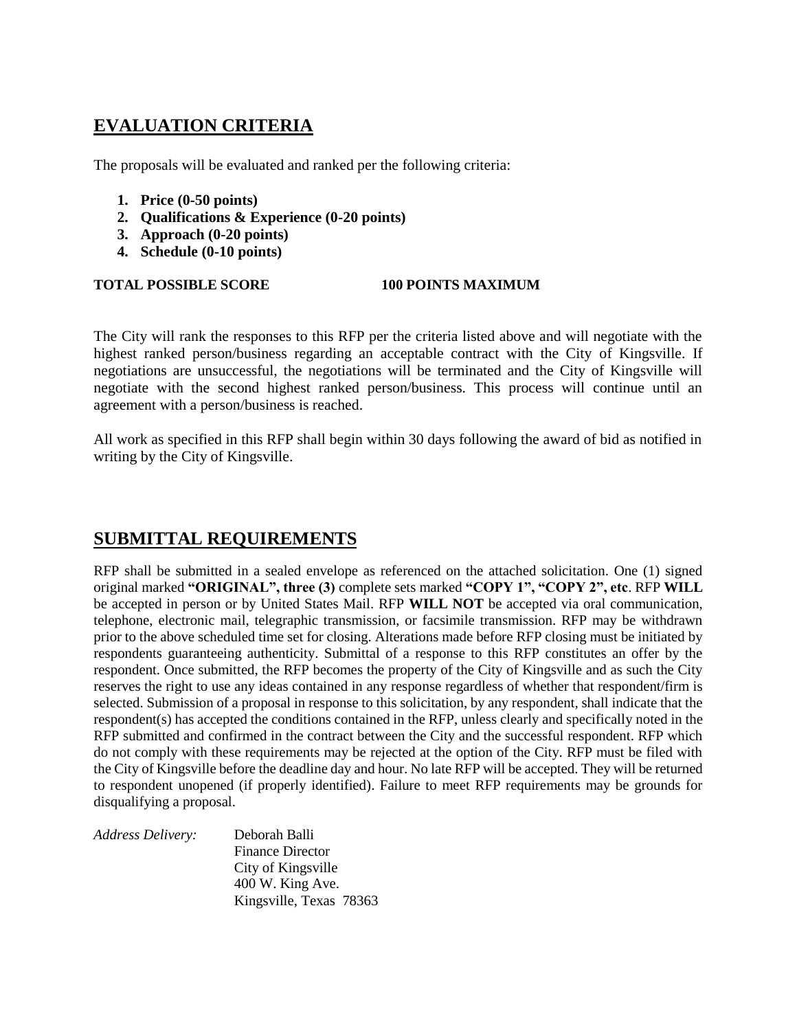## EVALUATION CRITERIA

The proposals will be evaluated and ranked per the following criteria:

1. **Price (0-50 points)**
2. **Qualifications & Experience (0-20 points)**
3. **Approach (0-20 points)**
4. **Schedule (0-10 points)**

**TOTAL POSSIBLE SCORE 100 POINTS MAXIMUM**

The City will rank the responses to this RFP per the criteria listed above and will negotiate with the highest ranked person/business regarding an acceptable contract with the City of Kingsville. If negotiations are unsuccessful, the negotiations will be terminated and the City of Kingsville will negotiate with the second highest ranked person/business. This process will continue until an agreement with a person/business is reached.

All work as specified in this RFP shall begin within 30 days following the award of bid as notified in writing by the City of Kingsville.

## SUBMITTAL REQUIREMENTS

RFP shall be submitted in a sealed envelope as referenced on the attached solicitation. One (1) signed original marked **"ORIGINAL", three (3)** complete sets marked **"COPY 1", "COPY 2", etc**. RFP **WILL** be accepted in person or by United States Mail. RFP **WILL NOT** be accepted via oral communication, telephone, electronic mail, telegraphic transmission, or facsimile transmission. RFP may be withdrawn prior to the above scheduled time set for closing. Alterations made before RFP closing must be initiated by respondents guaranteeing authenticity. Submittal of a response to this RFP constitutes an offer by the respondent. Once submitted, the RFP becomes the property of the City of Kingsville and as such the City reserves the right to use any ideas contained in any response regardless of whether that respondent/firm is selected. Submission of a proposal in response to this solicitation, by any respondent, shall indicate that the respondent(s) has accepted the conditions contained in the RFP, unless clearly and specifically noted in the RFP submitted and confirmed in the contract between the City and the successful respondent. RFP which do not comply with these requirements may be rejected at the option of the City. RFP must be filed with the City of Kingsville before the deadline day and hour. No late RFP will be accepted. They will be returned to respondent unopened (if properly identified). Failure to meet RFP requirements may be grounds for disqualifying a proposal.

*Address Delivery:* Deborah Balli
Finance Director
City of Kingsville
400 W. King Ave.
Kingsville, Texas 78363